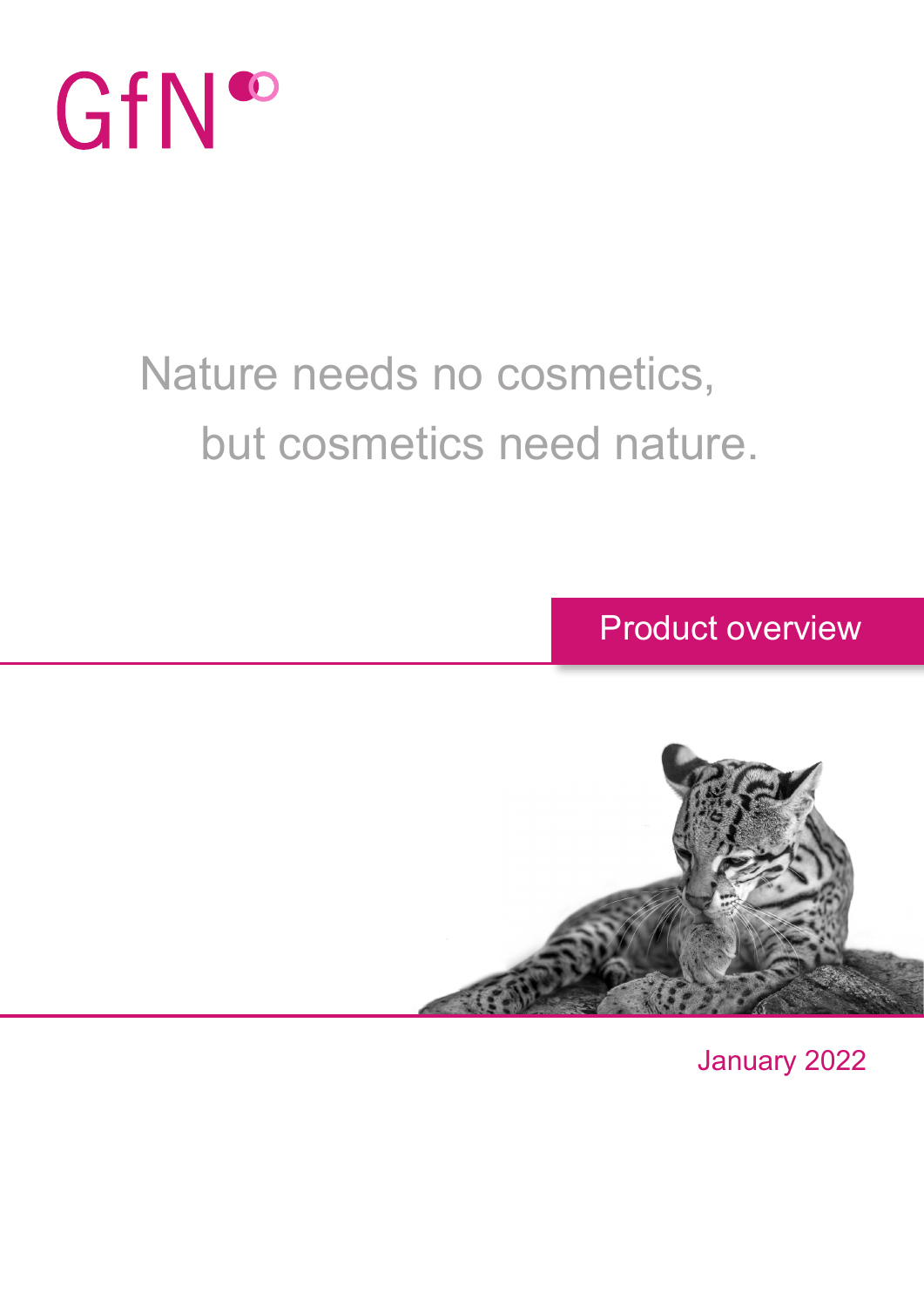GfN

Nature needs no cosmetics,
but cosmetics need nature.

# Product overview

January 2022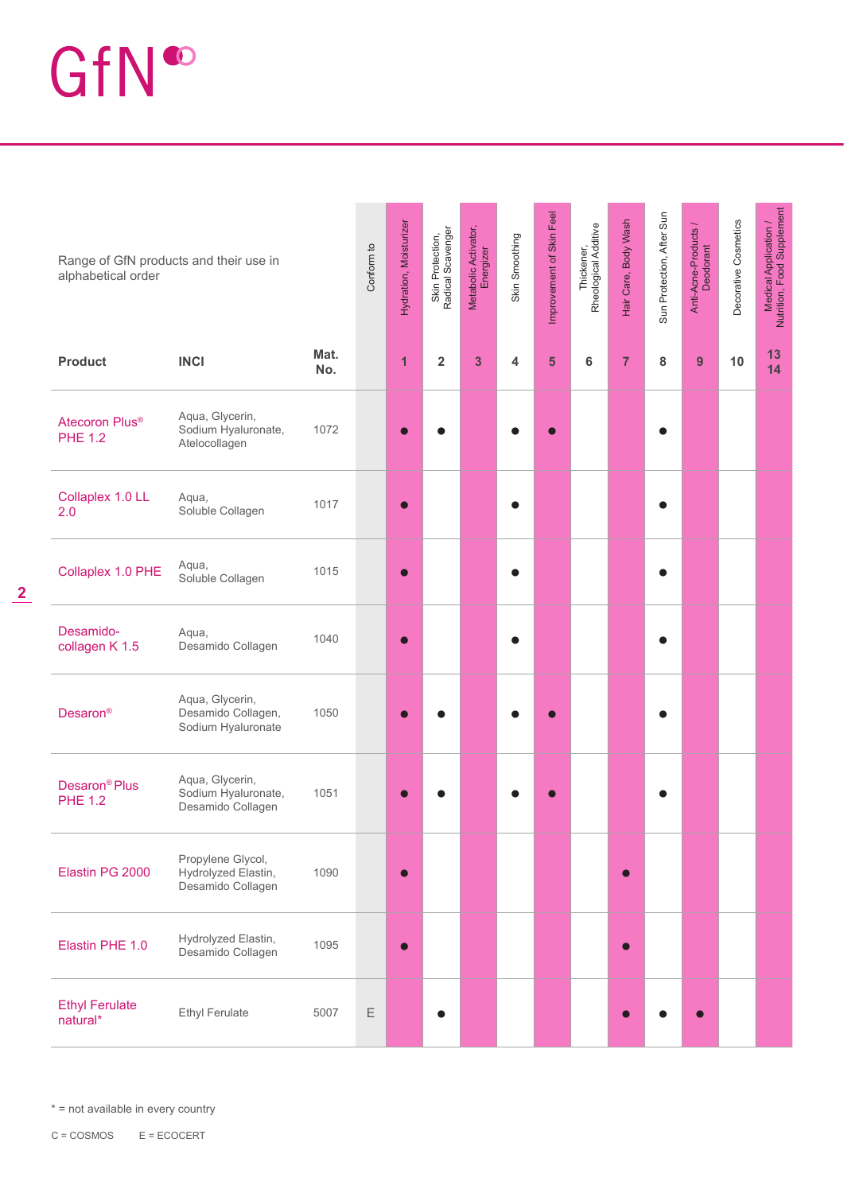# GfN

Range of GfN products and their use in alphabetical order

| Product | INCI | Mat. No. | Conform to | Hydration, Moisturizer | Skin Protection, Radical Scavenger | Metabolic Activator, Energizer | Skin Smoothing | Improvement of Skin Feel | Thickener, Rheological Additive | Hair Care, Body Wash | Sun Protection, After Sun | Anti-Acne-Products / Deodorant | Decorative Cosmetics | Medical Application / Nutrition, Food Supplement |
|---|---|---|---|---|---|---|---|---|---|---|---|---|---|---|
| | | | | 1 | 2 | 3 | 4 | 5 | 6 | 7 | 8 | 9 | 10 | 13 14 |
| Atecoron Plus® PHE 1.2 | Aqua, Glycerin, Sodium Hyaluronate, Atelocollagen | 1072 | | ● | ● | | ● | ● | | | ● | | | |
| Collaplex 1.0 LL 2.0 | Aqua, Soluble Collagen | 1017 | | ● | | | ● | | | | ● | | | |
| Collaplex 1.0 PHE | Aqua, Soluble Collagen | 1015 | | ● | | | ● | | | | ● | | | |
| Desamido-collagen K 1.5 | Aqua, Desamido Collagen | 1040 | | ● | | | ● | | | | ● | | | |
| Desaron® | Aqua, Glycerin, Desamido Collagen, Sodium Hyaluronate | 1050 | | ● | ● | | ● | ● | | | ● | | | |
| Desaron® Plus PHE 1.2 | Aqua, Glycerin, Sodium Hyaluronate, Desamido Collagen | 1051 | | ● | ● | | ● | ● | | | ● | | | |
| Elastin PG 2000 | Propylene Glycol, Hydrolyzed Elastin, Desamido Collagen | 1090 | | ● | | | | | | ● | | | | |
| Elastin PHE 1.0 | Hydrolyzed Elastin, Desamido Collagen | 1095 | | ● | | | | | | ● | | | | |
| Ethyl Ferulate natural* | Ethyl Ferulate | 5007 | E | | ● | | | | | ● | ● | ● | | |

* = not available in every country

C = COSMOS E = ECOCERT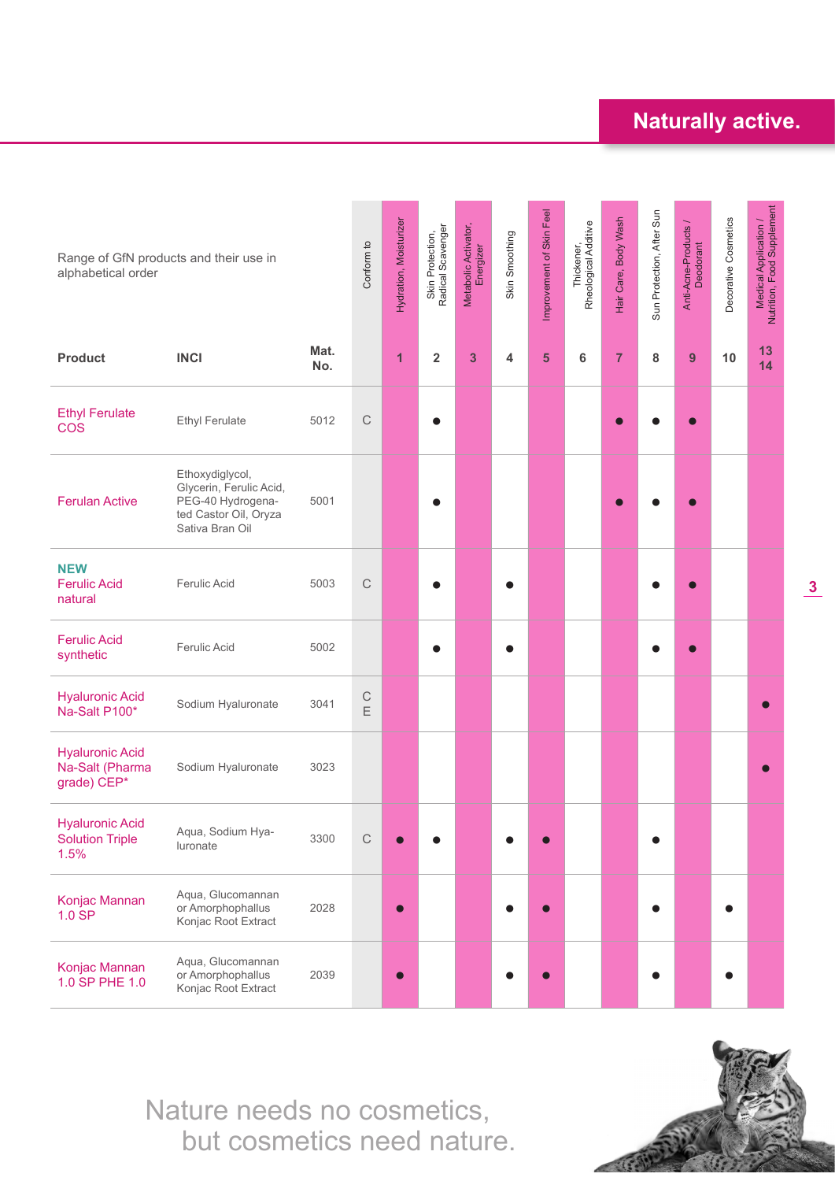Naturally active.

Range of GfN products and their use in alphabetical order

| Product | INCI | Mat. No. | Conform to | Hydration, Moisturizer 1 | Skin Protection, Radical Scavenger 2 | Metabolic Activator, Energizer 3 | Skin Smoothing 4 | Improvement of Skin Feel 5 | Thickener, Rheological Additive 6 | Hair Care, Body Wash 7 | Sun Protection, After Sun 8 | Anti-Acne-Products / Deodorant 9 | Decorative Cosmetics 10 | Medical Application / Nutrition, Food Supplement 13 14 |
|---|---|---|---|---|---|---|---|---|---|---|---|---|---|---|
| Ethyl Ferulate COS | Ethyl Ferulate | 5012 | C | | ● | | | | | ● | ● | ● | | |
| Ferulan Active | Ethoxydiglycol, Glycerin, Ferulic Acid, PEG-40 Hydrogenated Castor Oil, Oryza Sativa Bran Oil | 5001 | | | ● | | | | | ● | ● | ● | | |
| **NEW** Ferulic Acid natural | Ferulic Acid | 5003 | C | | ● | | ● | | | | ● | ● | | |
| Ferulic Acid synthetic | Ferulic Acid | 5002 | | | ● | | ● | | | | ● | ● | | |
| Hyaluronic Acid Na-Salt P100* | Sodium Hyaluronate | 3041 | C E | | | | | | | | | | | ● |
| Hyaluronic Acid Na-Salt (Pharma grade) CEP* | Sodium Hyaluronate | 3023 | | | | | | | | | | | | ● |
| Hyaluronic Acid Solution Triple 1.5% | Aqua, Sodium Hyaluronate | 3300 | C | ● | ● | | ● | ● | | | ● | | | |
| Konjac Mannan 1.0 SP | Aqua, Glucomannan or Amorphophallus Konjac Root Extract | 2028 | | ● | | | ● | ● | | | ● | | ● | |
| Konjac Mannan 1.0 SP PHE 1.0 | Aqua, Glucomannan or Amorphophallus Konjac Root Extract | 2039 | | ● | | | ● | ● | | | ● | | ● | |

Nature needs no cosmetics,
but cosmetics need nature.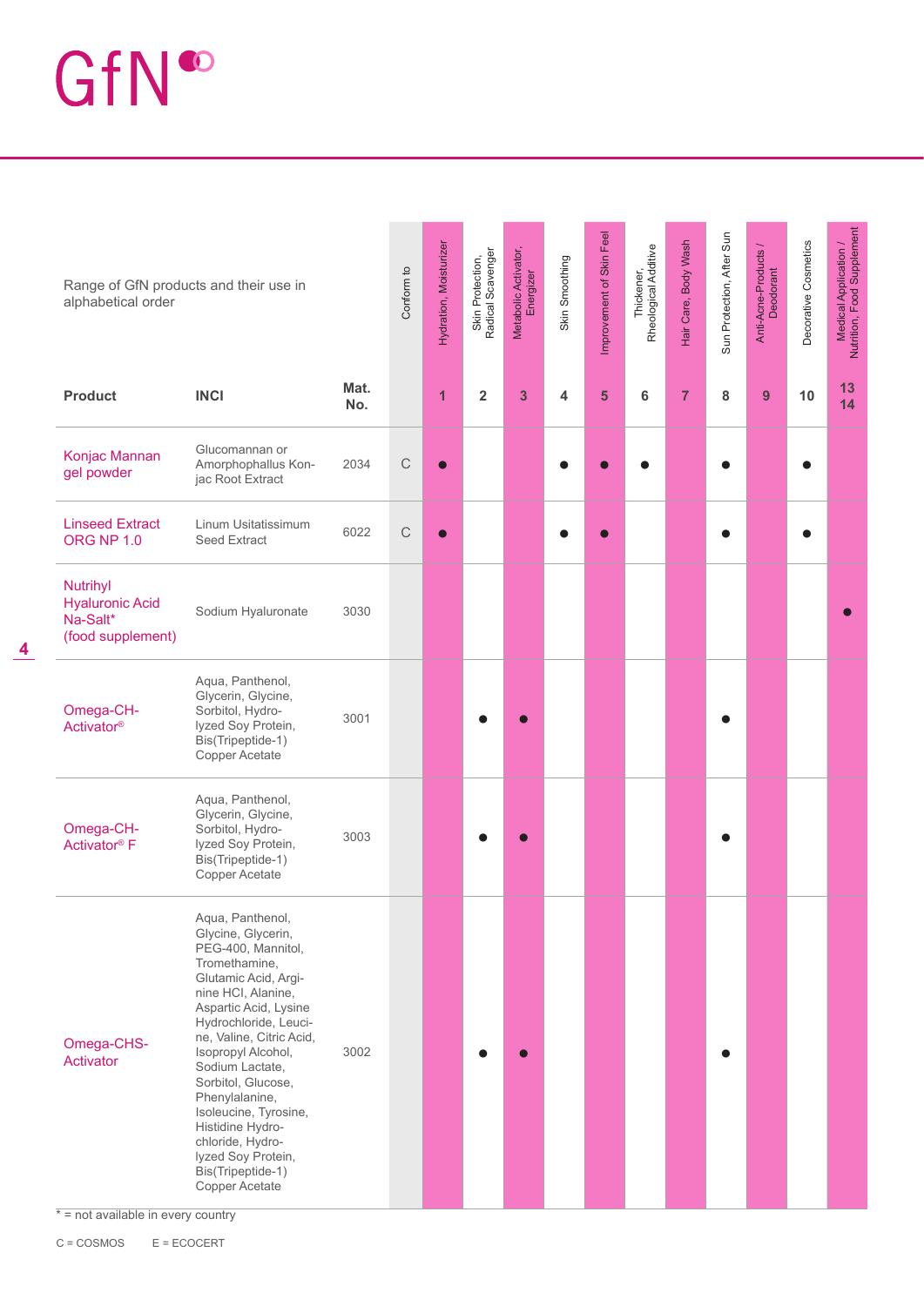GfN

Range of GfN products and their use in alphabetical order

| Product | INCI | Mat. No. | Conform to | Hydration, Moisturizer 1 | Skin Protection, Radical Scavenger 2 | Metabolic Activator, Energizer 3 | Skin Smoothing 4 | Improvement of Skin Feel 5 | Thickener, Rheological Additive 6 | Hair Care, Body Wash 7 | Sun Protection, After Sun 8 | Anti-Acne-Products / Deodorant 9 | Decorative Cosmetics 10 | Medical Application / Nutrition, Food Supplement 13 14 |
|---|---|---|---|---|---|---|---|---|---|---|---|---|---|---|
| Konjac Mannan gel powder | Glucomannan or Amorphophallus Konjac Root Extract | 2034 | C | ● | | | ● | ● | ● | | ● | | ● | |
| Linseed Extract ORG NP 1.0 | Linum Usitatissimum Seed Extract | 6022 | C | ● | | | ● | ● | | | ● | | ● | |
| Nutrihyl Hyaluronic Acid Na-Salt* (food supplement) | Sodium Hyaluronate | 3030 | | | | | | | | | | | | ● |
| Omega-CH-Activator® | Aqua, Panthenol, Glycerin, Glycine, Sorbitol, Hydrolyzed Soy Protein, Bis(Tripeptide-1) Copper Acetate | 3001 | | | ● | ● | | | | | ● | | | |
| Omega-CH-Activator® F | Aqua, Panthenol, Glycerin, Glycine, Sorbitol, Hydrolyzed Soy Protein, Bis(Tripeptide-1) Copper Acetate | 3003 | | | ● | ● | | | | | ● | | | |
| Omega-CHS-Activator | Aqua, Panthenol, Glycine, Glycerin, PEG-400, Mannitol, Tromethamine, Glutamic Acid, Arginine HCl, Alanine, Aspartic Acid, Lysine Hydrochloride, Leucine, Valine, Citric Acid, Isopropyl Alcohol, Sodium Lactate, Sorbitol, Glucose, Phenylalanine, Isoleucine, Tyrosine, Histidine Hydrochloride, Hydrolyzed Soy Protein, Bis(Tripeptide-1) Copper Acetate | 3002 | | | ● | ● | | | | | ● | | | |

* = not available in every country

C = COSMOS E = ECOCERT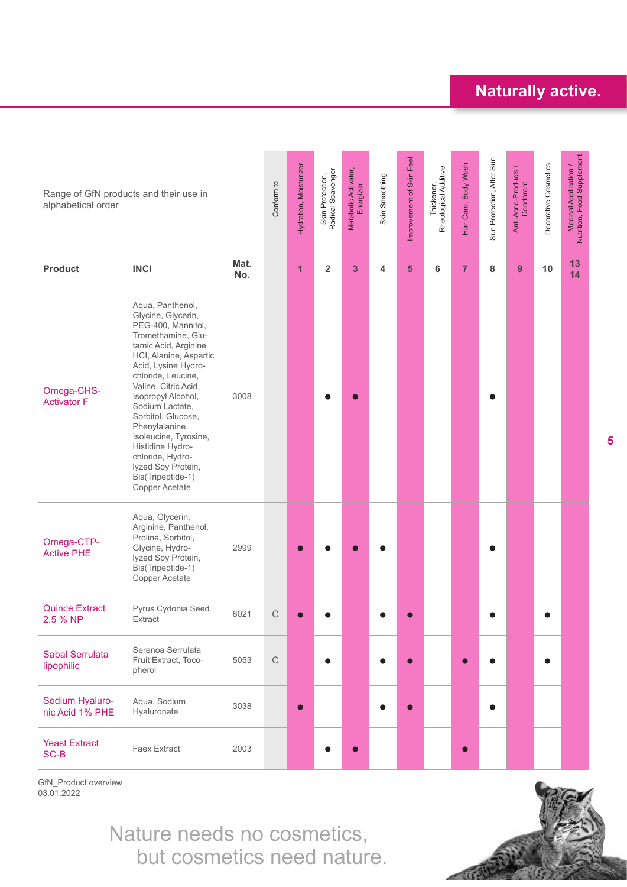## Naturally active.

Range of GfN products and their use in alphabetical order

| Product | INCI | Mat. No. | Conform to | Hydration, Moisturizer 1 | Skin Protection, Radical Scavenger 2 | Metabolic Activator, Energizer 3 | Skin Smoothing 4 | Improvement of Skin Feel 5 | Thickener, Rheological Additive 6 | Hair Care, Body Wash 7 | Sun Protection, After Sun 8 | Anti-Acne-Products / Deodorant 9 | Decorative Cosmetics 10 | Medical Application / Nutrition, Food Supplement 13 14 |
|---|---|---|---|---|---|---|---|---|---|---|---|---|---|---|
| Omega-CHS-Activator F | Aqua, Panthenol, Glycine, Glycerin, PEG-400, Mannitol, Tromethamine, Glutamic Acid, Arginine HCl, Alanine, Aspartic Acid, Lysine Hydrochloride, Leucine, Valine, Citric Acid, Isopropyl Alcohol, Sodium Lactate, Sorbitol, Glucose, Phenylalanine, Isoleucine, Tyrosine, Histidine Hydrochloride, Hydrolyzed Soy Protein, Bis(Tripeptide-1) Copper Acetate | 3008 | | | ● | ● | | | | | ● | | | |
| Omega-CTP-Active PHE | Aqua, Glycerin, Arginine, Panthenol, Proline, Sorbitol, Glycine, Hydrolyzed Soy Protein, Bis(Tripeptide-1) Copper Acetate | 2999 | | ● | ● | ● | ● | | | | ● | | | |
| Quince Extract 2.5 % NP | Pyrus Cydonia Seed Extract | 6021 | C | ● | ● | | ● | ● | | | ● | | ● | |
| Sabal Serrulata lipophilic | Serenoa Serrulata Fruit Extract, Tocopherol | 5053 | C | | ● | | ● | ● | | ● | ● | | ● | |
| Sodium Hyaluronic Acid 1% PHE | Aqua, Sodium Hyaluronate | 3038 | | ● | | | ● | ● | | | ● | | | |
| Yeast Extract SC-B | Faex Extract | 2003 | | | ● | ● | | | | ● | | | | |

GfN_Product overview
03.01.2022

Nature needs no cosmetics,
but cosmetics need nature.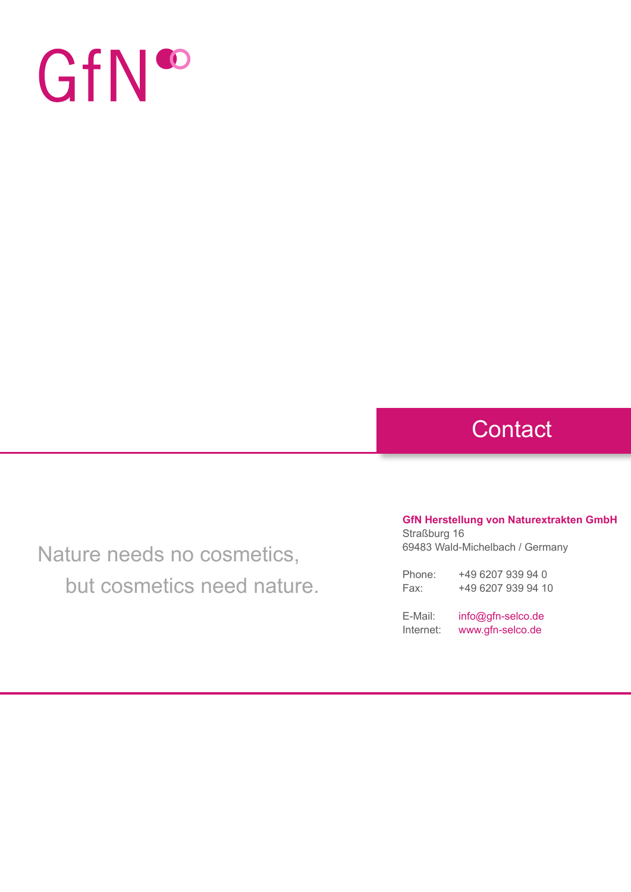GfN

## Contact

Nature needs no cosmetics,
but cosmetics need nature.

**GfN Herstellung von Naturextrakten GmbH**
Straßburg 16
69483 Wald-Michelbach / Germany

Phone: +49 6207 939 94 0
Fax: +49 6207 939 94 10

E-Mail: info@gfn-selco.de
Internet: www.gfn-selco.de